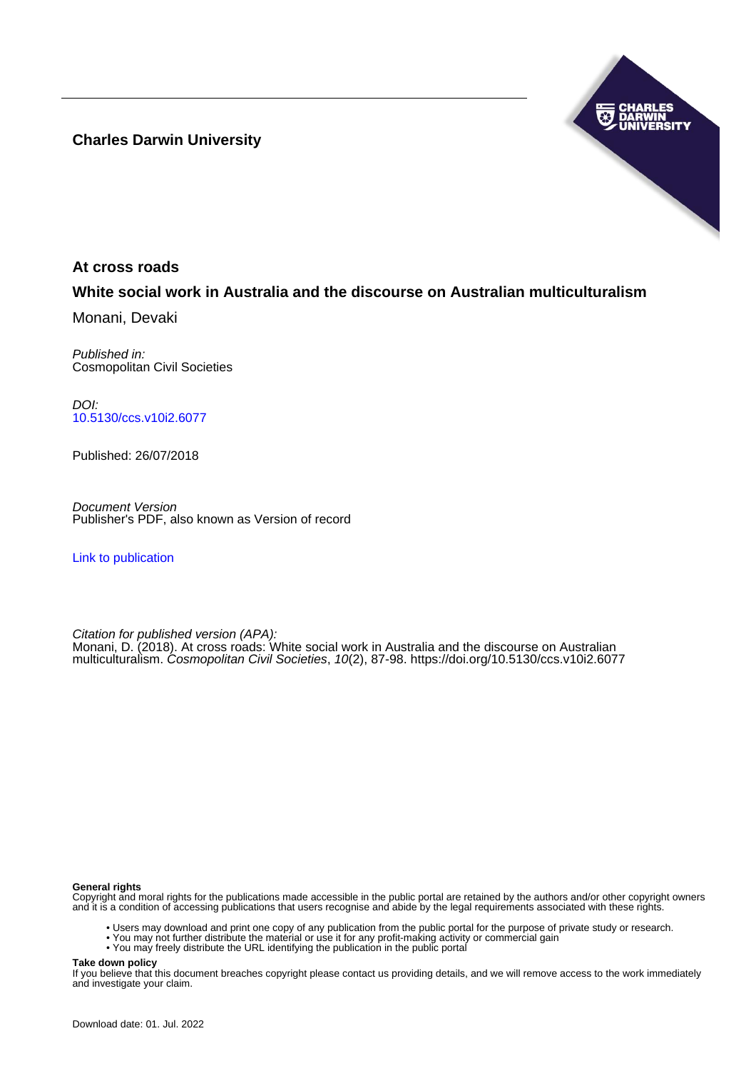**Charles Darwin University**

# At cross roads

## White social work in Australia and the discourse on Australian multiculturalism

Monani, Devaki

*Published in:*
Cosmopolitan Civil Societies

*DOI:*
10.5130/ccs.v10i2.6077

Published: 26/07/2018

*Document Version*
Publisher's PDF, also known as Version of record

Link to publication

*Citation for published version (APA):*
Monani, D. (2018). At cross roads: White social work in Australia and the discourse on Australian multiculturalism. *Cosmopolitan Civil Societies*, *10*(2), 87-98. https://doi.org/10.5130/ccs.v10i2.6077

**General rights**
Copyright and moral rights for the publications made accessible in the public portal are retained by the authors and/or other copyright owners and it is a condition of accessing publications that users recognise and abide by the legal requirements associated with these rights.

- Users may download and print one copy of any publication from the public portal for the purpose of private study or research.
- You may not further distribute the material or use it for any profit-making activity or commercial gain
- You may freely distribute the URL identifying the publication in the public portal

**Take down policy**
If you believe that this document breaches copyright please contact us providing details, and we will remove access to the work immediately and investigate your claim.

Download date: 01. Jul. 2022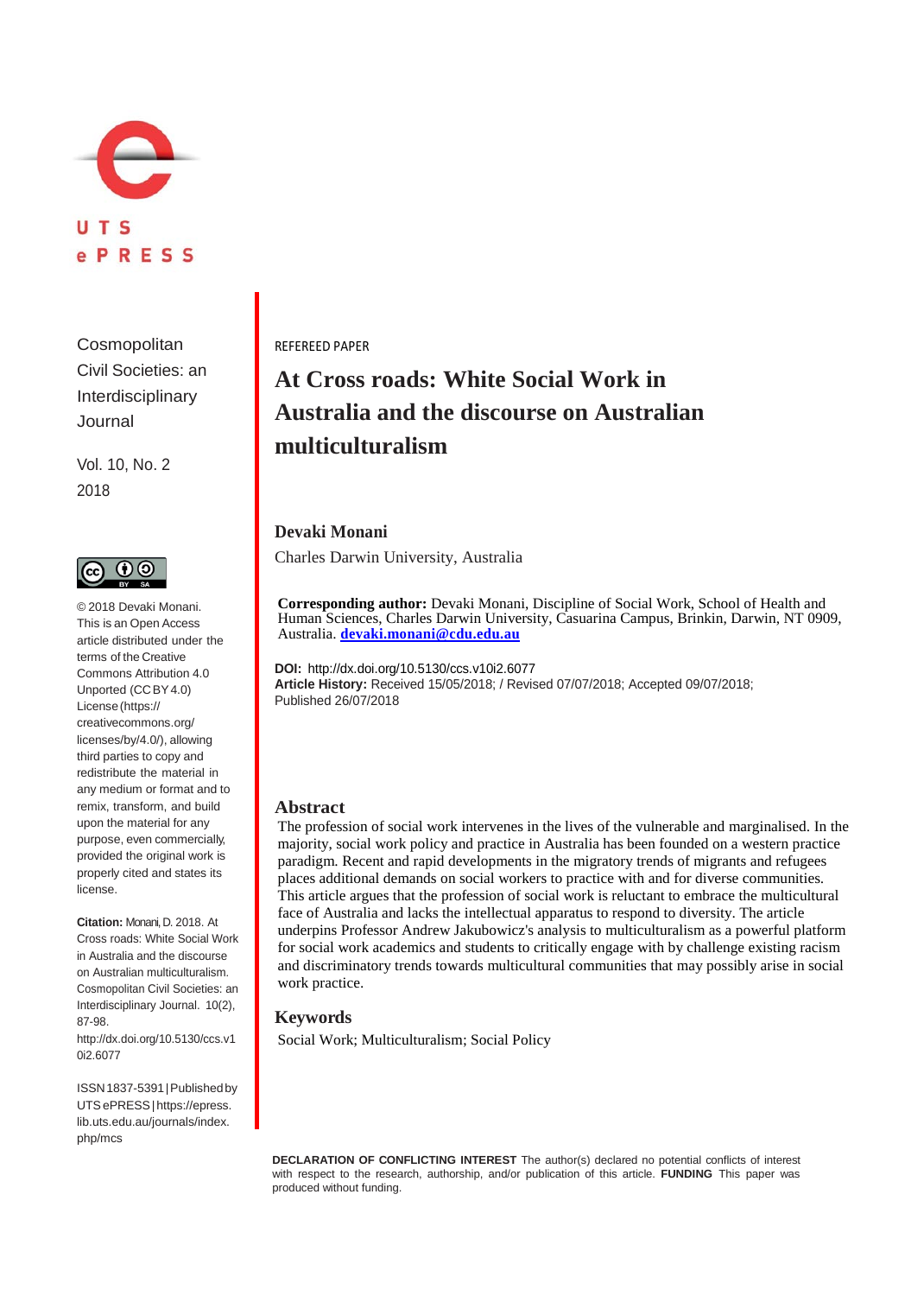Cosmopolitan Civil Societies: an Interdisciplinary Journal

Vol. 10, No. 2
2018

© 2018 Devaki Monani. This is an Open Access article distributed under the terms of the Creative Commons Attribution 4.0 Unported (CC BY 4.0) License (https://creativecommons.org/licenses/by/4.0/), allowing third parties to copy and redistribute the material in any medium or format and to remix, transform, and build upon the material for any purpose, even commercially, provided the original work is properly cited and states its license.

**Citation:** Monani, D. 2018. At Cross roads: White Social Work in Australia and the discourse on Australian multiculturalism. Cosmopolitan Civil Societies: an Interdisciplinary Journal. 10(2), 87-98. http://dx.doi.org/10.5130/ccs.v10i2.6077

ISSN 1837-5391 | Published by UTS ePRESS | https://epress.lib.uts.edu.au/journals/index.php/mcs

REFEREED PAPER

# At Cross roads: White Social Work in Australia and the discourse on Australian multiculturalism

**Devaki Monani**

Charles Darwin University, Australia

**Corresponding author:** Devaki Monani, Discipline of Social Work, School of Health and Human Sciences, Charles Darwin University, Casuarina Campus, Brinkin, Darwin, NT 0909, Australia. **devaki.monani@cdu.edu.au**

**DOI:** http://dx.doi.org/10.5130/ccs.v10i2.6077
**Article History:** Received 15/05/2018; / Revised 07/07/2018; Accepted 09/07/2018; Published 26/07/2018

## Abstract

The profession of social work intervenes in the lives of the vulnerable and marginalised. In the majority, social work policy and practice in Australia has been founded on a western practice paradigm. Recent and rapid developments in the migratory trends of migrants and refugees places additional demands on social workers to practice with and for diverse communities. This article argues that the profession of social work is reluctant to embrace the multicultural face of Australia and lacks the intellectual apparatus to respond to diversity. The article underpins Professor Andrew Jakubowicz's analysis to multiculturalism as a powerful platform for social work academics and students to critically engage with by challenge existing racism and discriminatory trends towards multicultural communities that may possibly arise in social work practice.

## Keywords

Social Work; Multiculturalism; Social Policy

**DECLARATION OF CONFLICTING INTEREST** The author(s) declared no potential conflicts of interest with respect to the research, authorship, and/or publication of this article. **FUNDING** This paper was produced without funding.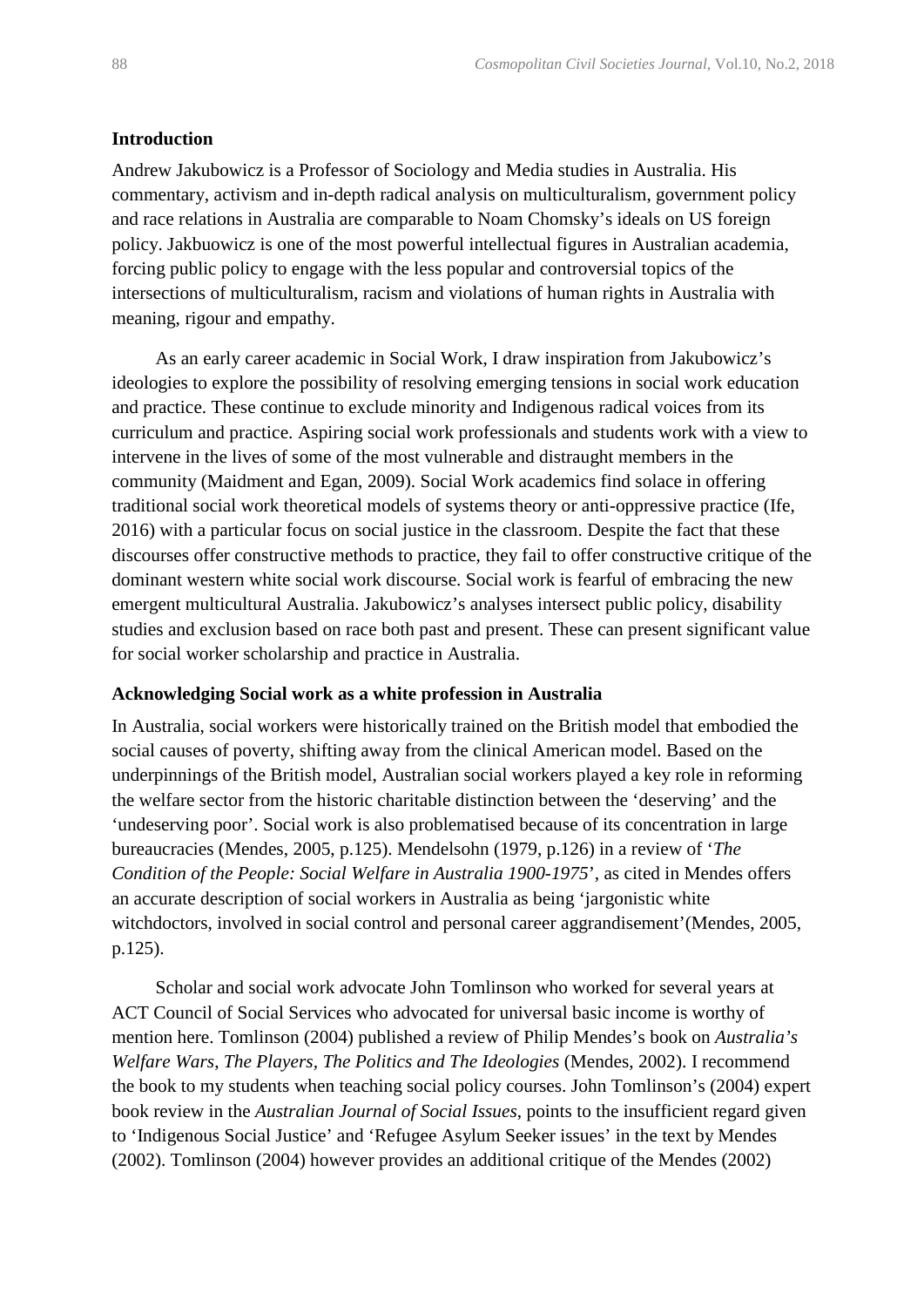## Introduction

Andrew Jakubowicz is a Professor of Sociology and Media studies in Australia. His commentary, activism and in-depth radical analysis on multiculturalism, government policy and race relations in Australia are comparable to Noam Chomsky's ideals on US foreign policy. Jakbuowicz is one of the most powerful intellectual figures in Australian academia, forcing public policy to engage with the less popular and controversial topics of the intersections of multiculturalism, racism and violations of human rights in Australia with meaning, rigour and empathy.

As an early career academic in Social Work, I draw inspiration from Jakubowicz's ideologies to explore the possibility of resolving emerging tensions in social work education and practice. These continue to exclude minority and Indigenous radical voices from its curriculum and practice. Aspiring social work professionals and students work with a view to intervene in the lives of some of the most vulnerable and distraught members in the community (Maidment and Egan, 2009). Social Work academics find solace in offering traditional social work theoretical models of systems theory or anti-oppressive practice (Ife, 2016) with a particular focus on social justice in the classroom. Despite the fact that these discourses offer constructive methods to practice, they fail to offer constructive critique of the dominant western white social work discourse. Social work is fearful of embracing the new emergent multicultural Australia. Jakubowicz's analyses intersect public policy, disability studies and exclusion based on race both past and present. These can present significant value for social worker scholarship and practice in Australia.

## Acknowledging Social work as a white profession in Australia

In Australia, social workers were historically trained on the British model that embodied the social causes of poverty, shifting away from the clinical American model. Based on the underpinnings of the British model, Australian social workers played a key role in reforming the welfare sector from the historic charitable distinction between the 'deserving' and the 'undeserving poor'. Social work is also problematised because of its concentration in large bureaucracies (Mendes, 2005, p.125). Mendelsohn (1979, p.126) in a review of '*The Condition of the People: Social Welfare in Australia 1900-1975*', as cited in Mendes offers an accurate description of social workers in Australia as being 'jargonistic white witchdoctors, involved in social control and personal career aggrandisement'(Mendes, 2005, p.125).

Scholar and social work advocate John Tomlinson who worked for several years at ACT Council of Social Services who advocated for universal basic income is worthy of mention here. Tomlinson (2004) published a review of Philip Mendes's book on *Australia's Welfare Wars*, *The Players*, *The Politics and The Ideologies* (Mendes, 2002). I recommend the book to my students when teaching social policy courses. John Tomlinson's (2004) expert book review in the *Australian Journal of Social Issues*, points to the insufficient regard given to 'Indigenous Social Justice' and 'Refugee Asylum Seeker issues' in the text by Mendes (2002). Tomlinson (2004) however provides an additional critique of the Mendes (2002)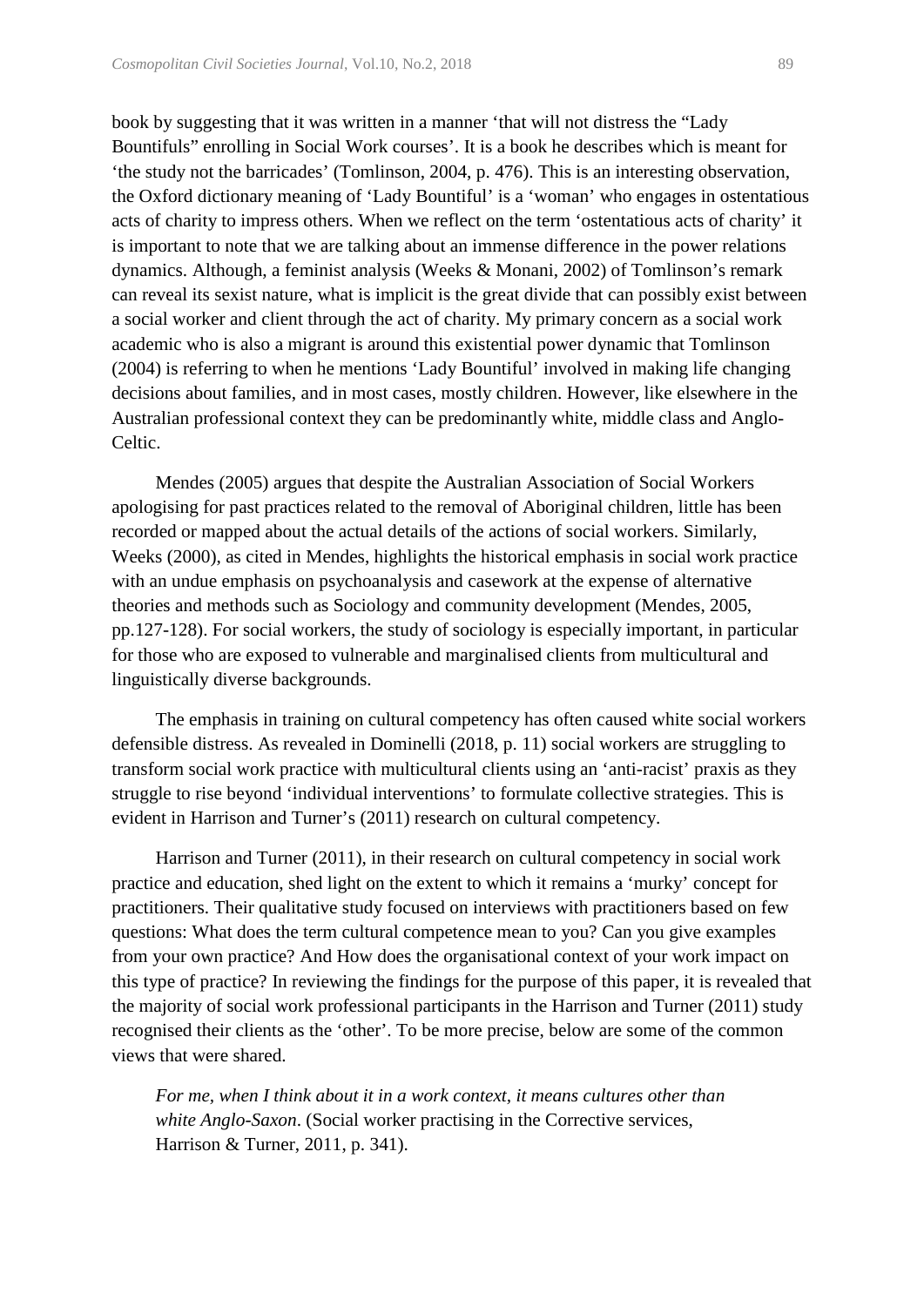book by suggesting that it was written in a manner 'that will not distress the "Lady Bountifuls" enrolling in Social Work courses'. It is a book he describes which is meant for 'the study not the barricades' (Tomlinson, 2004, p. 476). This is an interesting observation, the Oxford dictionary meaning of 'Lady Bountiful' is a 'woman' who engages in ostentatious acts of charity to impress others. When we reflect on the term 'ostentatious acts of charity' it is important to note that we are talking about an immense difference in the power relations dynamics. Although, a feminist analysis (Weeks & Monani, 2002) of Tomlinson's remark can reveal its sexist nature, what is implicit is the great divide that can possibly exist between a social worker and client through the act of charity. My primary concern as a social work academic who is also a migrant is around this existential power dynamic that Tomlinson (2004) is referring to when he mentions 'Lady Bountiful' involved in making life changing decisions about families, and in most cases, mostly children. However, like elsewhere in the Australian professional context they can be predominantly white, middle class and Anglo-Celtic.

Mendes (2005) argues that despite the Australian Association of Social Workers apologising for past practices related to the removal of Aboriginal children, little has been recorded or mapped about the actual details of the actions of social workers. Similarly, Weeks (2000), as cited in Mendes, highlights the historical emphasis in social work practice with an undue emphasis on psychoanalysis and casework at the expense of alternative theories and methods such as Sociology and community development (Mendes, 2005, pp.127-128). For social workers, the study of sociology is especially important, in particular for those who are exposed to vulnerable and marginalised clients from multicultural and linguistically diverse backgrounds.

The emphasis in training on cultural competency has often caused white social workers defensible distress. As revealed in Dominelli (2018, p. 11) social workers are struggling to transform social work practice with multicultural clients using an 'anti-racist' praxis as they struggle to rise beyond 'individual interventions' to formulate collective strategies. This is evident in Harrison and Turner's (2011) research on cultural competency.

Harrison and Turner (2011), in their research on cultural competency in social work practice and education, shed light on the extent to which it remains a 'murky' concept for practitioners. Their qualitative study focused on interviews with practitioners based on few questions: What does the term cultural competence mean to you? Can you give examples from your own practice? And How does the organisational context of your work impact on this type of practice? In reviewing the findings for the purpose of this paper, it is revealed that the majority of social work professional participants in the Harrison and Turner (2011) study recognised their clients as the 'other'. To be more precise, below are some of the common views that were shared.

> *For me, when I think about it in a work context, it means cultures other than white Anglo-Saxon*. (Social worker practising in the Corrective services, Harrison & Turner, 2011, p. 341).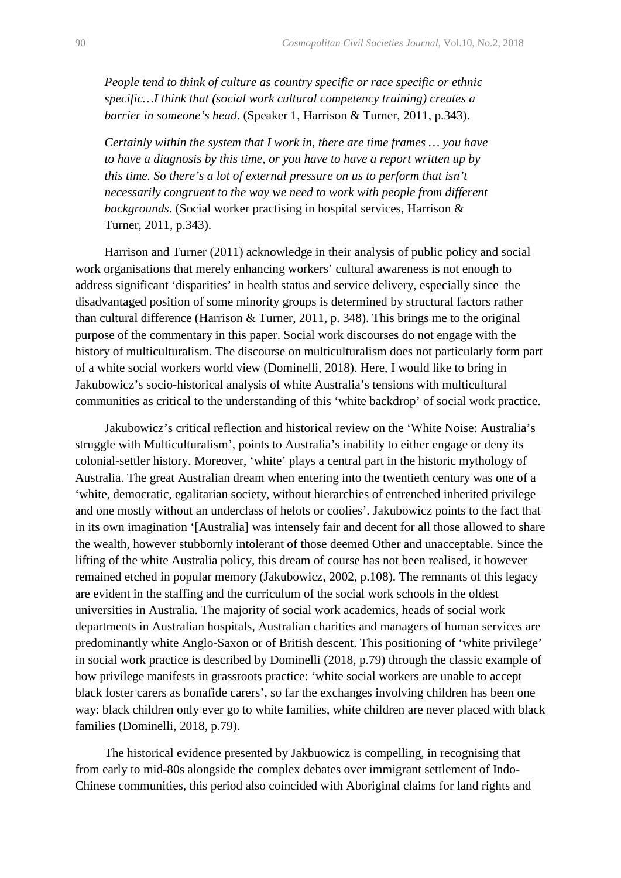*People tend to think of culture as country specific or race specific or ethnic specific…I think that (social work cultural competency training) creates a barrier in someone's head*. (Speaker 1, Harrison & Turner, 2011, p.343).

*Certainly within the system that I work in, there are time frames … you have to have a diagnosis by this time, or you have to have a report written up by this time. So there's a lot of external pressure on us to perform that isn't necessarily congruent to the way we need to work with people from different backgrounds*. (Social worker practising in hospital services, Harrison & Turner, 2011, p.343).

Harrison and Turner (2011) acknowledge in their analysis of public policy and social work organisations that merely enhancing workers' cultural awareness is not enough to address significant 'disparities' in health status and service delivery, especially since the disadvantaged position of some minority groups is determined by structural factors rather than cultural difference (Harrison & Turner, 2011, p. 348). This brings me to the original purpose of the commentary in this paper. Social work discourses do not engage with the history of multiculturalism. The discourse on multiculturalism does not particularly form part of a white social workers world view (Dominelli, 2018). Here, I would like to bring in Jakubowicz's socio-historical analysis of white Australia's tensions with multicultural communities as critical to the understanding of this 'white backdrop' of social work practice.

Jakubowicz's critical reflection and historical review on the 'White Noise: Australia's struggle with Multiculturalism', points to Australia's inability to either engage or deny its colonial-settler history. Moreover, 'white' plays a central part in the historic mythology of Australia. The great Australian dream when entering into the twentieth century was one of a 'white, democratic, egalitarian society, without hierarchies of entrenched inherited privilege and one mostly without an underclass of helots or coolies'. Jakubowicz points to the fact that in its own imagination '[Australia] was intensely fair and decent for all those allowed to share the wealth, however stubbornly intolerant of those deemed Other and unacceptable. Since the lifting of the white Australia policy, this dream of course has not been realised, it however remained etched in popular memory (Jakubowicz, 2002, p.108). The remnants of this legacy are evident in the staffing and the curriculum of the social work schools in the oldest universities in Australia. The majority of social work academics, heads of social work departments in Australian hospitals, Australian charities and managers of human services are predominantly white Anglo-Saxon or of British descent. This positioning of 'white privilege' in social work practice is described by Dominelli (2018, p.79) through the classic example of how privilege manifests in grassroots practice: 'white social workers are unable to accept black foster carers as bonafide carers', so far the exchanges involving children has been one way: black children only ever go to white families, white children are never placed with black families (Dominelli, 2018, p.79).

The historical evidence presented by Jakbuowicz is compelling, in recognising that from early to mid-80s alongside the complex debates over immigrant settlement of Indo-Chinese communities, this period also coincided with Aboriginal claims for land rights and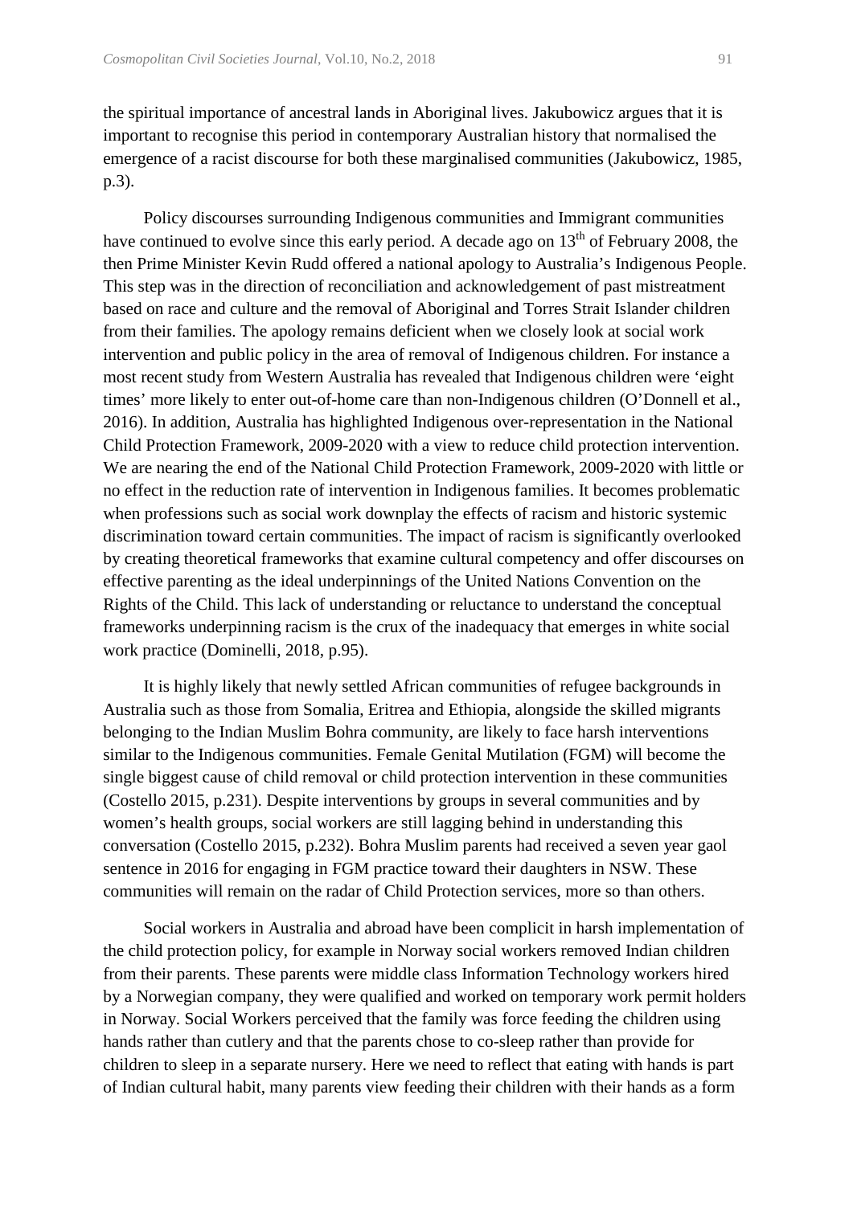the spiritual importance of ancestral lands in Aboriginal lives. Jakubowicz argues that it is important to recognise this period in contemporary Australian history that normalised the emergence of a racist discourse for both these marginalised communities (Jakubowicz, 1985, p.3).

Policy discourses surrounding Indigenous communities and Immigrant communities have continued to evolve since this early period. A decade ago on 13th of February 2008, the then Prime Minister Kevin Rudd offered a national apology to Australia's Indigenous People. This step was in the direction of reconciliation and acknowledgement of past mistreatment based on race and culture and the removal of Aboriginal and Torres Strait Islander children from their families. The apology remains deficient when we closely look at social work intervention and public policy in the area of removal of Indigenous children. For instance a most recent study from Western Australia has revealed that Indigenous children were 'eight times' more likely to enter out-of-home care than non-Indigenous children (O'Donnell et al., 2016). In addition, Australia has highlighted Indigenous over-representation in the National Child Protection Framework, 2009-2020 with a view to reduce child protection intervention. We are nearing the end of the National Child Protection Framework, 2009-2020 with little or no effect in the reduction rate of intervention in Indigenous families. It becomes problematic when professions such as social work downplay the effects of racism and historic systemic discrimination toward certain communities. The impact of racism is significantly overlooked by creating theoretical frameworks that examine cultural competency and offer discourses on effective parenting as the ideal underpinnings of the United Nations Convention on the Rights of the Child. This lack of understanding or reluctance to understand the conceptual frameworks underpinning racism is the crux of the inadequacy that emerges in white social work practice (Dominelli, 2018, p.95).

It is highly likely that newly settled African communities of refugee backgrounds in Australia such as those from Somalia, Eritrea and Ethiopia, alongside the skilled migrants belonging to the Indian Muslim Bohra community, are likely to face harsh interventions similar to the Indigenous communities. Female Genital Mutilation (FGM) will become the single biggest cause of child removal or child protection intervention in these communities (Costello 2015, p.231). Despite interventions by groups in several communities and by women's health groups, social workers are still lagging behind in understanding this conversation (Costello 2015, p.232). Bohra Muslim parents had received a seven year gaol sentence in 2016 for engaging in FGM practice toward their daughters in NSW. These communities will remain on the radar of Child Protection services, more so than others.

Social workers in Australia and abroad have been complicit in harsh implementation of the child protection policy, for example in Norway social workers removed Indian children from their parents. These parents were middle class Information Technology workers hired by a Norwegian company, they were qualified and worked on temporary work permit holders in Norway. Social Workers perceived that the family was force feeding the children using hands rather than cutlery and that the parents chose to co-sleep rather than provide for children to sleep in a separate nursery. Here we need to reflect that eating with hands is part of Indian cultural habit, many parents view feeding their children with their hands as a form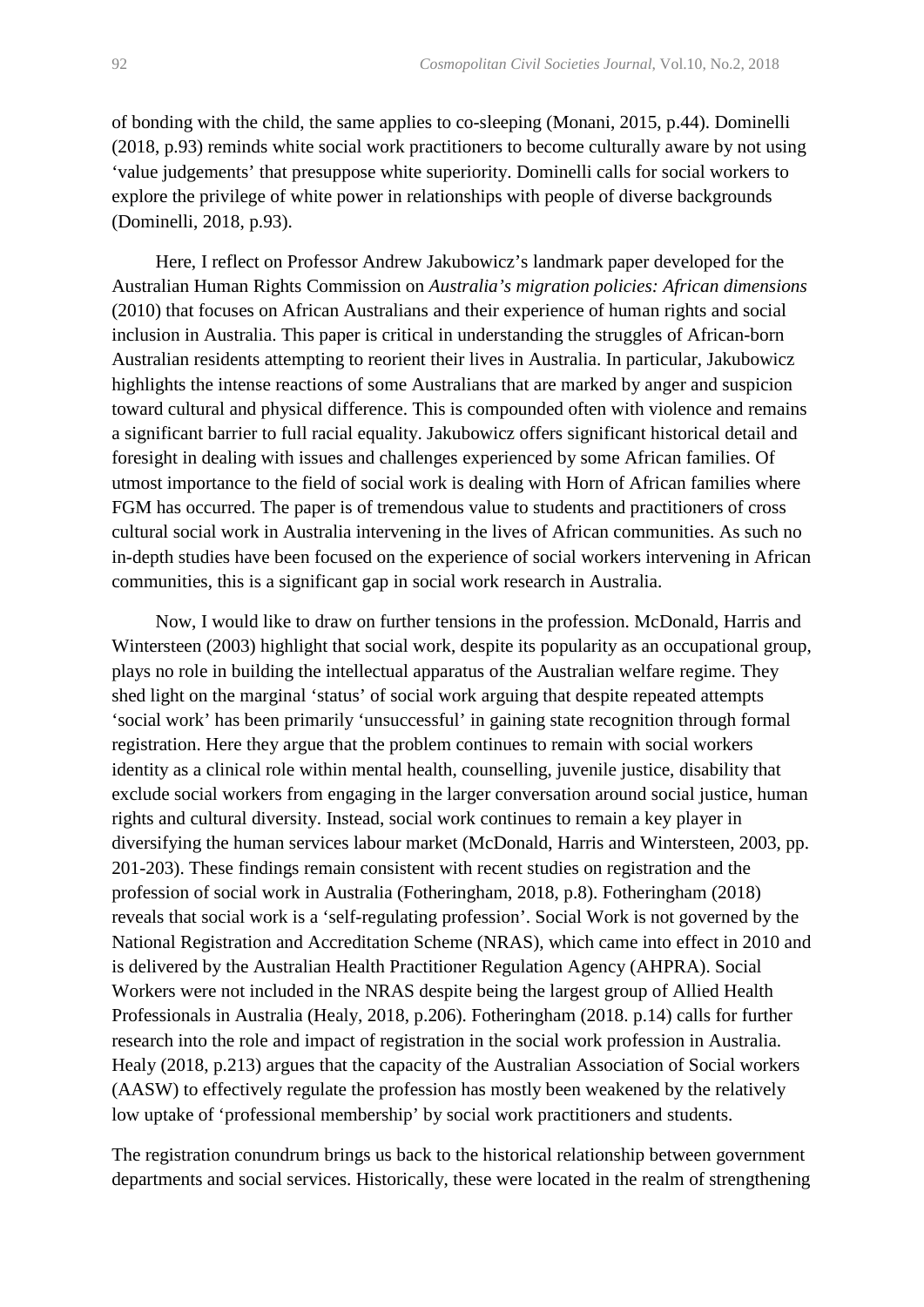of bonding with the child, the same applies to co-sleeping (Monani, 2015, p.44). Dominelli (2018, p.93) reminds white social work practitioners to become culturally aware by not using 'value judgements' that presuppose white superiority. Dominelli calls for social workers to explore the privilege of white power in relationships with people of diverse backgrounds (Dominelli, 2018, p.93).

Here, I reflect on Professor Andrew Jakubowicz's landmark paper developed for the Australian Human Rights Commission on *Australia's migration policies: African dimensions* (2010) that focuses on African Australians and their experience of human rights and social inclusion in Australia. This paper is critical in understanding the struggles of African-born Australian residents attempting to reorient their lives in Australia. In particular, Jakubowicz highlights the intense reactions of some Australians that are marked by anger and suspicion toward cultural and physical difference. This is compounded often with violence and remains a significant barrier to full racial equality. Jakubowicz offers significant historical detail and foresight in dealing with issues and challenges experienced by some African families. Of utmost importance to the field of social work is dealing with Horn of African families where FGM has occurred. The paper is of tremendous value to students and practitioners of cross cultural social work in Australia intervening in the lives of African communities. As such no in-depth studies have been focused on the experience of social workers intervening in African communities, this is a significant gap in social work research in Australia.

Now, I would like to draw on further tensions in the profession. McDonald, Harris and Wintersteen (2003) highlight that social work, despite its popularity as an occupational group, plays no role in building the intellectual apparatus of the Australian welfare regime. They shed light on the marginal 'status' of social work arguing that despite repeated attempts 'social work' has been primarily 'unsuccessful' in gaining state recognition through formal registration. Here they argue that the problem continues to remain with social workers identity as a clinical role within mental health, counselling, juvenile justice, disability that exclude social workers from engaging in the larger conversation around social justice, human rights and cultural diversity. Instead, social work continues to remain a key player in diversifying the human services labour market (McDonald, Harris and Wintersteen, 2003, pp. 201-203). These findings remain consistent with recent studies on registration and the profession of social work in Australia (Fotheringham, 2018, p.8). Fotheringham (2018) reveals that social work is a 'self-regulating profession'. Social Work is not governed by the National Registration and Accreditation Scheme (NRAS), which came into effect in 2010 and is delivered by the Australian Health Practitioner Regulation Agency (AHPRA). Social Workers were not included in the NRAS despite being the largest group of Allied Health Professionals in Australia (Healy, 2018, p.206). Fotheringham (2018. p.14) calls for further research into the role and impact of registration in the social work profession in Australia. Healy (2018, p.213) argues that the capacity of the Australian Association of Social workers (AASW) to effectively regulate the profession has mostly been weakened by the relatively low uptake of 'professional membership' by social work practitioners and students.

The registration conundrum brings us back to the historical relationship between government departments and social services. Historically, these were located in the realm of strengthening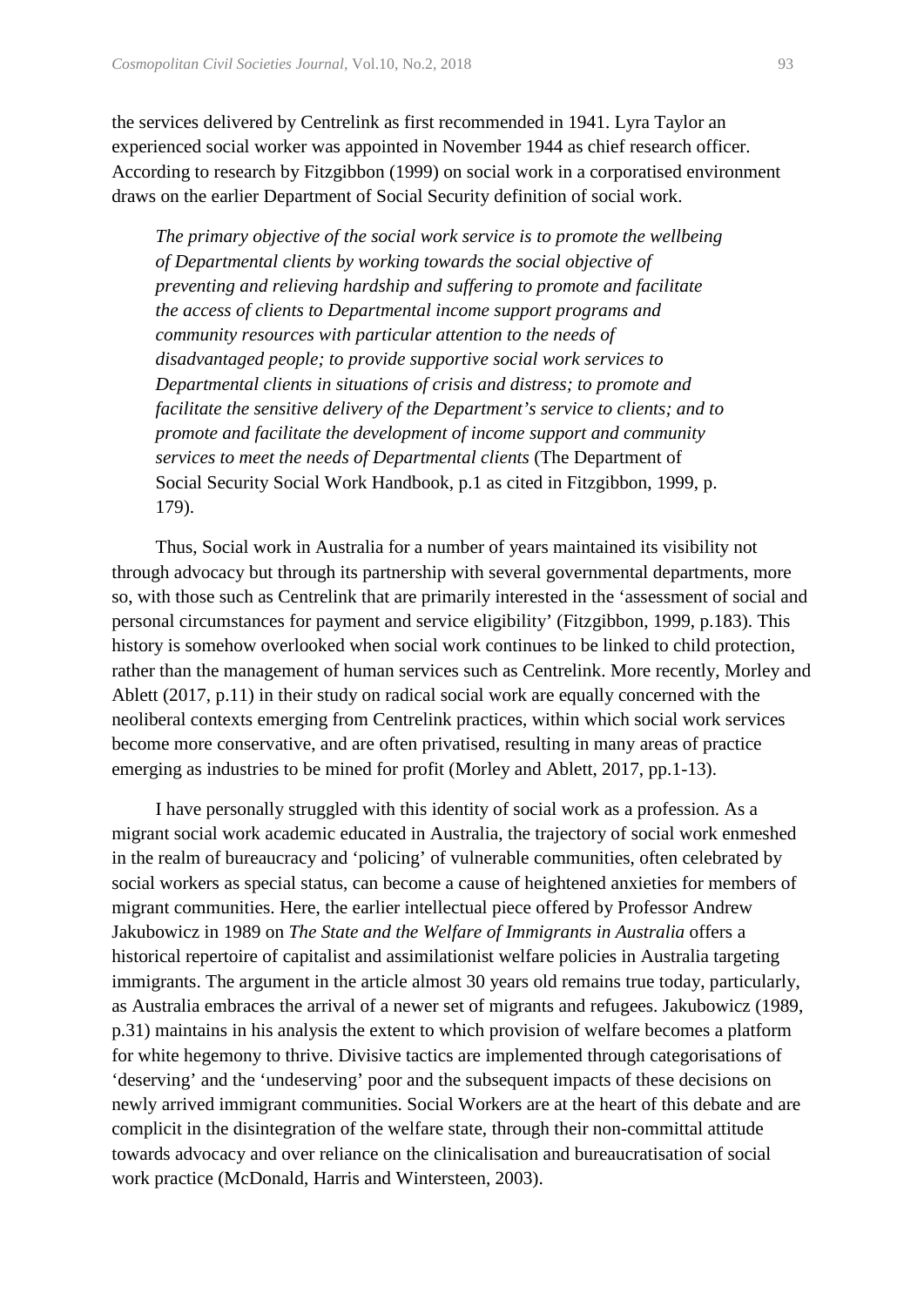the services delivered by Centrelink as first recommended in 1941. Lyra Taylor an experienced social worker was appointed in November 1944 as chief research officer. According to research by Fitzgibbon (1999) on social work in a corporatised environment draws on the earlier Department of Social Security definition of social work.

> *The primary objective of the social work service is to promote the wellbeing of Departmental clients by working towards the social objective of preventing and relieving hardship and suffering to promote and facilitate the access of clients to Departmental income support programs and community resources with particular attention to the needs of disadvantaged people; to provide supportive social work services to Departmental clients in situations of crisis and distress; to promote and facilitate the sensitive delivery of the Department's service to clients; and to promote and facilitate the development of income support and community services to meet the needs of Departmental clients* (The Department of Social Security Social Work Handbook, p.1 as cited in Fitzgibbon, 1999, p. 179).

Thus, Social work in Australia for a number of years maintained its visibility not through advocacy but through its partnership with several governmental departments, more so, with those such as Centrelink that are primarily interested in the 'assessment of social and personal circumstances for payment and service eligibility' (Fitzgibbon, 1999, p.183). This history is somehow overlooked when social work continues to be linked to child protection, rather than the management of human services such as Centrelink. More recently, Morley and Ablett (2017, p.11) in their study on radical social work are equally concerned with the neoliberal contexts emerging from Centrelink practices, within which social work services become more conservative, and are often privatised, resulting in many areas of practice emerging as industries to be mined for profit (Morley and Ablett, 2017, pp.1-13).

I have personally struggled with this identity of social work as a profession. As a migrant social work academic educated in Australia, the trajectory of social work enmeshed in the realm of bureaucracy and 'policing' of vulnerable communities, often celebrated by social workers as special status, can become a cause of heightened anxieties for members of migrant communities. Here, the earlier intellectual piece offered by Professor Andrew Jakubowicz in 1989 on *The State and the Welfare of Immigrants in Australia* offers a historical repertoire of capitalist and assimilationist welfare policies in Australia targeting immigrants. The argument in the article almost 30 years old remains true today, particularly, as Australia embraces the arrival of a newer set of migrants and refugees. Jakubowicz (1989, p.31) maintains in his analysis the extent to which provision of welfare becomes a platform for white hegemony to thrive. Divisive tactics are implemented through categorisations of 'deserving' and the 'undeserving' poor and the subsequent impacts of these decisions on newly arrived immigrant communities. Social Workers are at the heart of this debate and are complicit in the disintegration of the welfare state, through their non-committal attitude towards advocacy and over reliance on the clinicalisation and bureaucratisation of social work practice (McDonald, Harris and Wintersteen, 2003).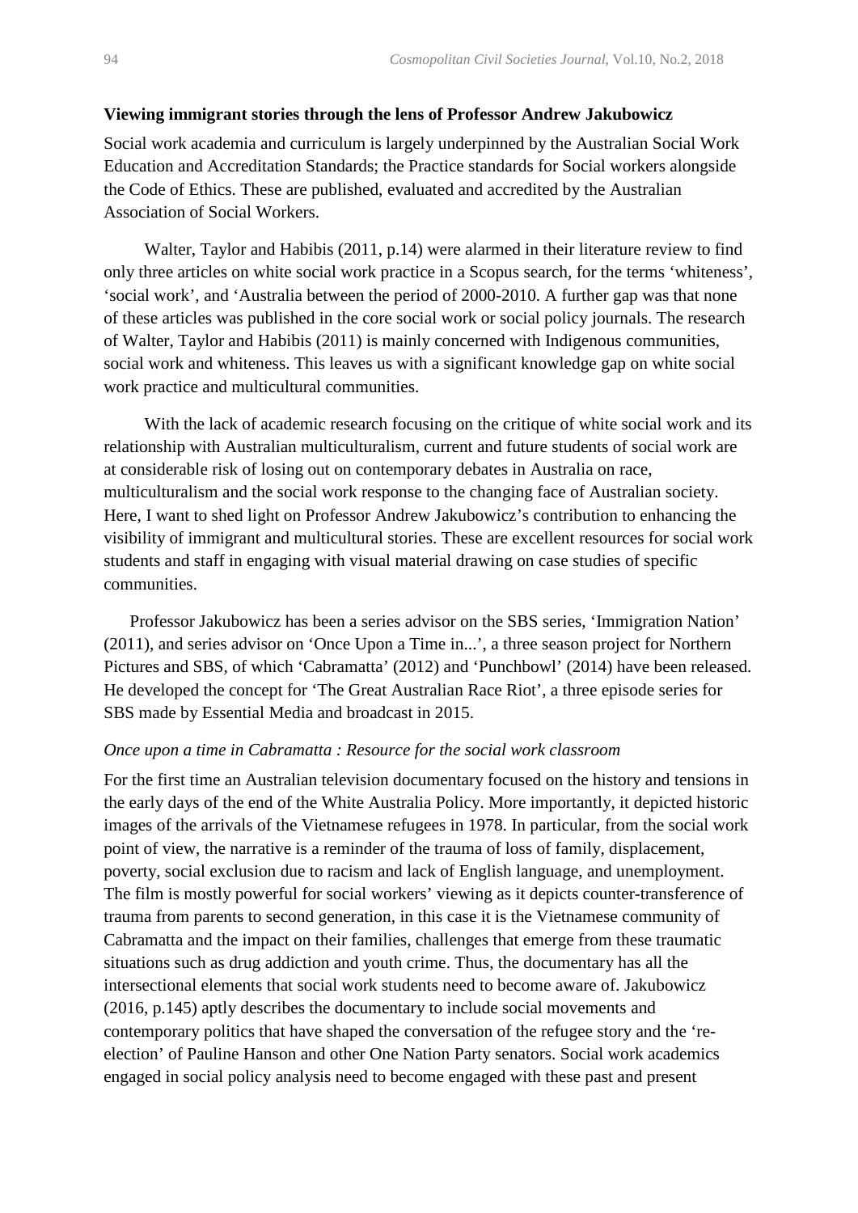**Viewing immigrant stories through the lens of Professor Andrew Jakubowicz**

Social work academia and curriculum is largely underpinned by the Australian Social Work Education and Accreditation Standards; the Practice standards for Social workers alongside the Code of Ethics. These are published, evaluated and accredited by the Australian Association of Social Workers.

Walter, Taylor and Habibis (2011, p.14) were alarmed in their literature review to find only three articles on white social work practice in a Scopus search, for the terms 'whiteness', 'social work', and 'Australia between the period of 2000-2010. A further gap was that none of these articles was published in the core social work or social policy journals. The research of Walter, Taylor and Habibis (2011) is mainly concerned with Indigenous communities, social work and whiteness. This leaves us with a significant knowledge gap on white social work practice and multicultural communities.

With the lack of academic research focusing on the critique of white social work and its relationship with Australian multiculturalism, current and future students of social work are at considerable risk of losing out on contemporary debates in Australia on race, multiculturalism and the social work response to the changing face of Australian society. Here, I want to shed light on Professor Andrew Jakubowicz's contribution to enhancing the visibility of immigrant and multicultural stories. These are excellent resources for social work students and staff in engaging with visual material drawing on case studies of specific communities.

Professor Jakubowicz has been a series advisor on the SBS series, 'Immigration Nation' (2011), and series advisor on 'Once Upon a Time in...', a three season project for Northern Pictures and SBS, of which 'Cabramatta' (2012) and 'Punchbowl' (2014) have been released. He developed the concept for 'The Great Australian Race Riot', a three episode series for SBS made by Essential Media and broadcast in 2015.

*Once upon a time in Cabramatta : Resource for the social work classroom*

For the first time an Australian television documentary focused on the history and tensions in the early days of the end of the White Australia Policy. More importantly, it depicted historic images of the arrivals of the Vietnamese refugees in 1978. In particular, from the social work point of view, the narrative is a reminder of the trauma of loss of family, displacement, poverty, social exclusion due to racism and lack of English language, and unemployment. The film is mostly powerful for social workers' viewing as it depicts counter-transference of trauma from parents to second generation, in this case it is the Vietnamese community of Cabramatta and the impact on their families, challenges that emerge from these traumatic situations such as drug addiction and youth crime. Thus, the documentary has all the intersectional elements that social work students need to become aware of. Jakubowicz (2016, p.145) aptly describes the documentary to include social movements and contemporary politics that have shaped the conversation of the refugee story and the 're-election' of Pauline Hanson and other One Nation Party senators. Social work academics engaged in social policy analysis need to become engaged with these past and present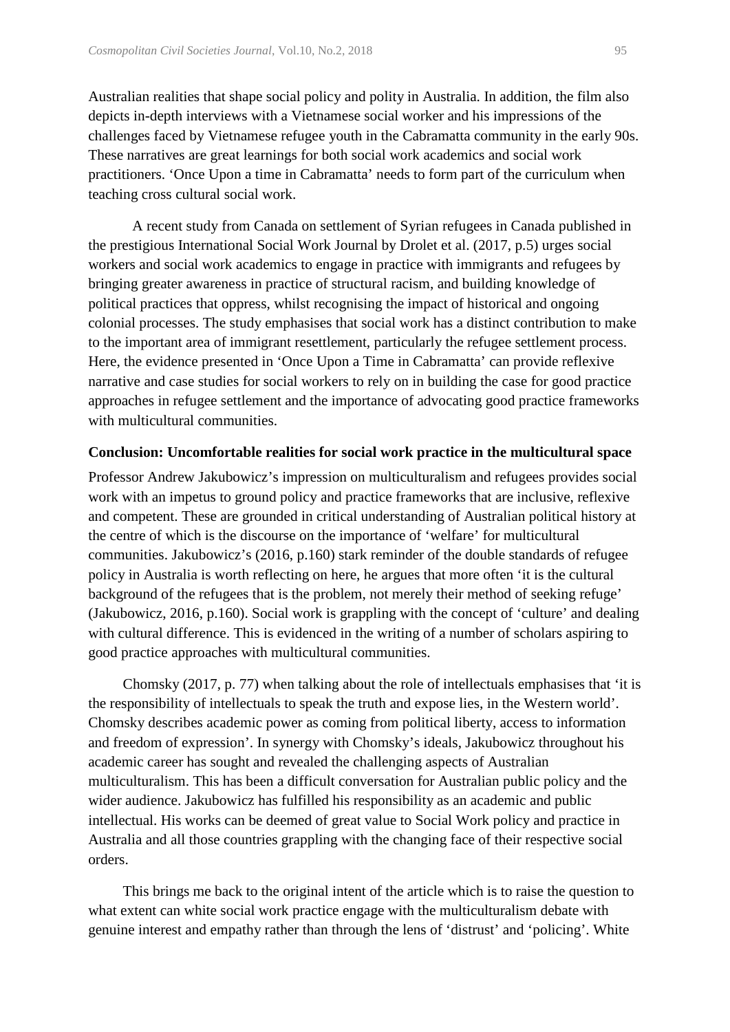Australian realities that shape social policy and polity in Australia. In addition, the film also depicts in-depth interviews with a Vietnamese social worker and his impressions of the challenges faced by Vietnamese refugee youth in the Cabramatta community in the early 90s. These narratives are great learnings for both social work academics and social work practitioners. 'Once Upon a time in Cabramatta' needs to form part of the curriculum when teaching cross cultural social work.

A recent study from Canada on settlement of Syrian refugees in Canada published in the prestigious International Social Work Journal by Drolet et al. (2017, p.5) urges social workers and social work academics to engage in practice with immigrants and refugees by bringing greater awareness in practice of structural racism, and building knowledge of political practices that oppress, whilst recognising the impact of historical and ongoing colonial processes. The study emphasises that social work has a distinct contribution to make to the important area of immigrant resettlement, particularly the refugee settlement process. Here, the evidence presented in 'Once Upon a Time in Cabramatta' can provide reflexive narrative and case studies for social workers to rely on in building the case for good practice approaches in refugee settlement and the importance of advocating good practice frameworks with multicultural communities.

## Conclusion: Uncomfortable realities for social work practice in the multicultural space

Professor Andrew Jakubowicz's impression on multiculturalism and refugees provides social work with an impetus to ground policy and practice frameworks that are inclusive, reflexive and competent. These are grounded in critical understanding of Australian political history at the centre of which is the discourse on the importance of 'welfare' for multicultural communities. Jakubowicz's (2016, p.160) stark reminder of the double standards of refugee policy in Australia is worth reflecting on here, he argues that more often 'it is the cultural background of the refugees that is the problem, not merely their method of seeking refuge' (Jakubowicz, 2016, p.160). Social work is grappling with the concept of 'culture' and dealing with cultural difference. This is evidenced in the writing of a number of scholars aspiring to good practice approaches with multicultural communities.

Chomsky (2017, p. 77) when talking about the role of intellectuals emphasises that 'it is the responsibility of intellectuals to speak the truth and expose lies, in the Western world'. Chomsky describes academic power as coming from political liberty, access to information and freedom of expression'. In synergy with Chomsky's ideals, Jakubowicz throughout his academic career has sought and revealed the challenging aspects of Australian multiculturalism. This has been a difficult conversation for Australian public policy and the wider audience. Jakubowicz has fulfilled his responsibility as an academic and public intellectual. His works can be deemed of great value to Social Work policy and practice in Australia and all those countries grappling with the changing face of their respective social orders.

This brings me back to the original intent of the article which is to raise the question to what extent can white social work practice engage with the multiculturalism debate with genuine interest and empathy rather than through the lens of 'distrust' and 'policing'. White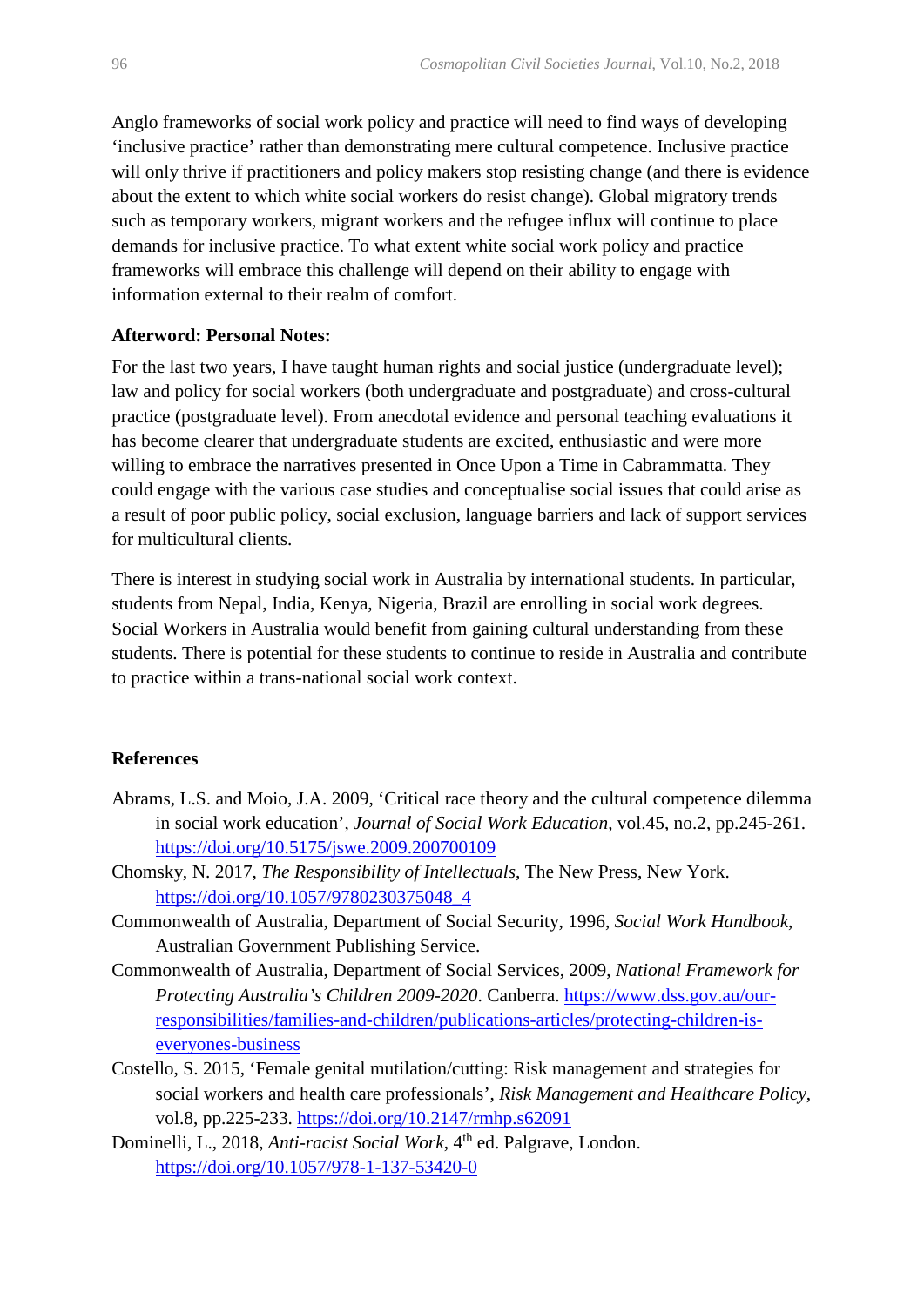Anglo frameworks of social work policy and practice will need to find ways of developing ‘inclusive practice’ rather than demonstrating mere cultural competence. Inclusive practice will only thrive if practitioners and policy makers stop resisting change (and there is evidence about the extent to which white social workers do resist change). Global migratory trends such as temporary workers, migrant workers and the refugee influx will continue to place demands for inclusive practice. To what extent white social work policy and practice frameworks will embrace this challenge will depend on their ability to engage with information external to their realm of comfort.

**Afterword: Personal Notes:**

For the last two years, I have taught human rights and social justice (undergraduate level); law and policy for social workers (both undergraduate and postgraduate) and cross-cultural practice (postgraduate level). From anecdotal evidence and personal teaching evaluations it has become clearer that undergraduate students are excited, enthusiastic and were more willing to embrace the narratives presented in Once Upon a Time in Cabrammatta. They could engage with the various case studies and conceptualise social issues that could arise as a result of poor public policy, social exclusion, language barriers and lack of support services for multicultural clients.

There is interest in studying social work in Australia by international students. In particular, students from Nepal, India, Kenya, Nigeria, Brazil are enrolling in social work degrees. Social Workers in Australia would benefit from gaining cultural understanding from these students. There is potential for these students to continue to reside in Australia and contribute to practice within a trans-national social work context.

## References

Abrams, L.S. and Moio, J.A. 2009, ‘Critical race theory and the cultural competence dilemma in social work education’, *Journal of Social Work Education*, vol.45, no.2, pp.245-261. https://doi.org/10.5175/jswe.2009.200700109

Chomsky, N. 2017, *The Responsibility of Intellectuals*, The New Press, New York. https://doi.org/10.1057/9780230375048_4

Commonwealth of Australia, Department of Social Security, 1996, *Social Work Handbook*, Australian Government Publishing Service.

Commonwealth of Australia, Department of Social Services, 2009, *National Framework for Protecting Australia’s Children 2009-2020*. Canberra. https://www.dss.gov.au/our-responsibilities/families-and-children/publications-articles/protecting-children-is-everyones-business

Costello, S. 2015, ‘Female genital mutilation/cutting: Risk management and strategies for social workers and health care professionals’, *Risk Management and Healthcare Policy*, vol.8, pp.225-233. https://doi.org/10.2147/rmhp.s62091

Dominelli, L., 2018, *Anti-racist Social Work*, 4th ed. Palgrave, London. https://doi.org/10.1057/978-1-137-53420-0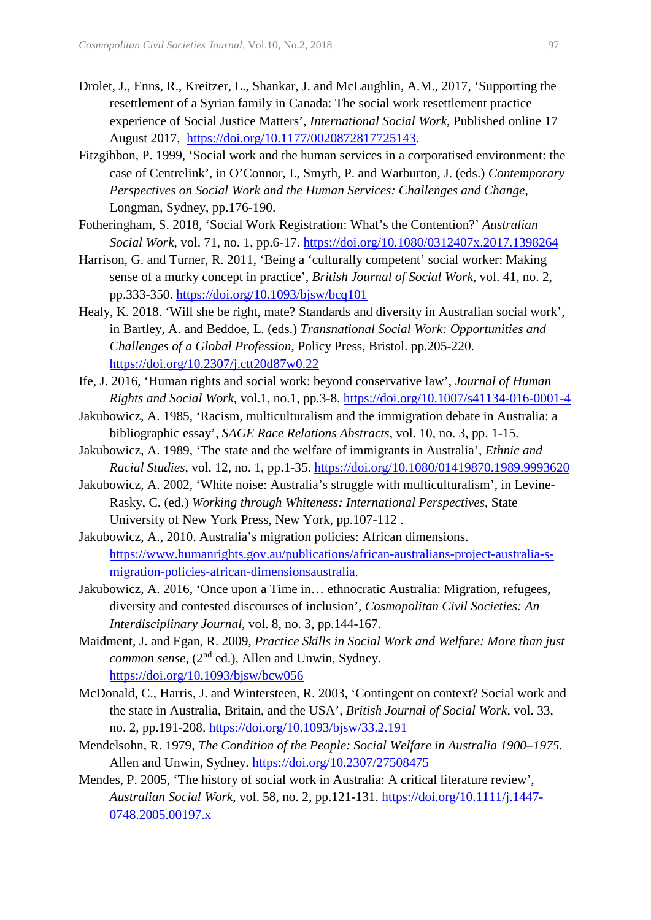Drolet, J., Enns, R., Kreitzer, L., Shankar, J. and McLaughlin, A.M., 2017, 'Supporting the resettlement of a Syrian family in Canada: The social work resettlement practice experience of Social Justice Matters', *International Social Work*, Published online 17 August 2017, https://doi.org/10.1177/0020872817725143.

Fitzgibbon, P. 1999, 'Social work and the human services in a corporatised environment: the case of Centrelink', in O'Connor, I., Smyth, P. and Warburton, J. (eds.) *Contemporary Perspectives on Social Work and the Human Services: Challenges and Change*, Longman, Sydney, pp.176-190.

Fotheringham, S. 2018, 'Social Work Registration: What's the Contention?' *Australian Social Work*, vol. 71, no. 1, pp.6-17. https://doi.org/10.1080/0312407x.2017.1398264

Harrison, G. and Turner, R. 2011, 'Being a 'culturally competent' social worker: Making sense of a murky concept in practice', *British Journal of Social Work*, vol. 41, no. 2, pp.333-350. https://doi.org/10.1093/bjsw/bcq101

Healy, K. 2018. 'Will she be right, mate? Standards and diversity in Australian social work', in Bartley, A. and Beddoe, L. (eds.) *Transnational Social Work: Opportunities and Challenges of a Global Profession*, Policy Press, Bristol. pp.205-220. https://doi.org/10.2307/j.ctt20d87w0.22

Ife, J. 2016, 'Human rights and social work: beyond conservative law', *Journal of Human Rights and Social Work*, vol.1, no.1, pp.3-8. https://doi.org/10.1007/s41134-016-0001-4

Jakubowicz, A. 1985, 'Racism, multiculturalism and the immigration debate in Australia: a bibliographic essay', *SAGE Race Relations Abstracts*, vol. 10, no. 3, pp. 1-15.

Jakubowicz, A. 1989, 'The state and the welfare of immigrants in Australia', *Ethnic and Racial Studies*, vol. 12, no. 1, pp.1-35. https://doi.org/10.1080/01419870.1989.9993620

Jakubowicz, A. 2002, 'White noise: Australia's struggle with multiculturalism', in Levine-Rasky, C. (ed.) *Working through Whiteness: International Perspectives*, State University of New York Press, New York, pp.107-112 .

Jakubowicz, A., 2010. Australia's migration policies: African dimensions. https://www.humanrights.gov.au/publications/african-australians-project-australia-s-migration-policies-african-dimensionsaustralia.

Jakubowicz, A. 2016, 'Once upon a Time in… ethnocratic Australia: Migration, refugees, diversity and contested discourses of inclusion', *Cosmopolitan Civil Societies: An Interdisciplinary Journal*, vol. 8, no. 3, pp.144-167.

Maidment, J. and Egan, R. 2009, *Practice Skills in Social Work and Welfare: More than just common sense*, (2nd ed.), Allen and Unwin, Sydney. https://doi.org/10.1093/bjsw/bcw056

McDonald, C., Harris, J. and Wintersteen, R. 2003, 'Contingent on context? Social work and the state in Australia, Britain, and the USA', *British Journal of Social Work*, vol. 33, no. 2, pp.191-208. https://doi.org/10.1093/bjsw/33.2.191

Mendelsohn, R. 1979, *The Condition of the People: Social Welfare in Australia 1900–1975*. Allen and Unwin, Sydney. https://doi.org/10.2307/27508475

Mendes, P. 2005, 'The history of social work in Australia: A critical literature review', *Australian Social Work*, vol. 58, no. 2, pp.121-131. https://doi.org/10.1111/j.1447-0748.2005.00197.x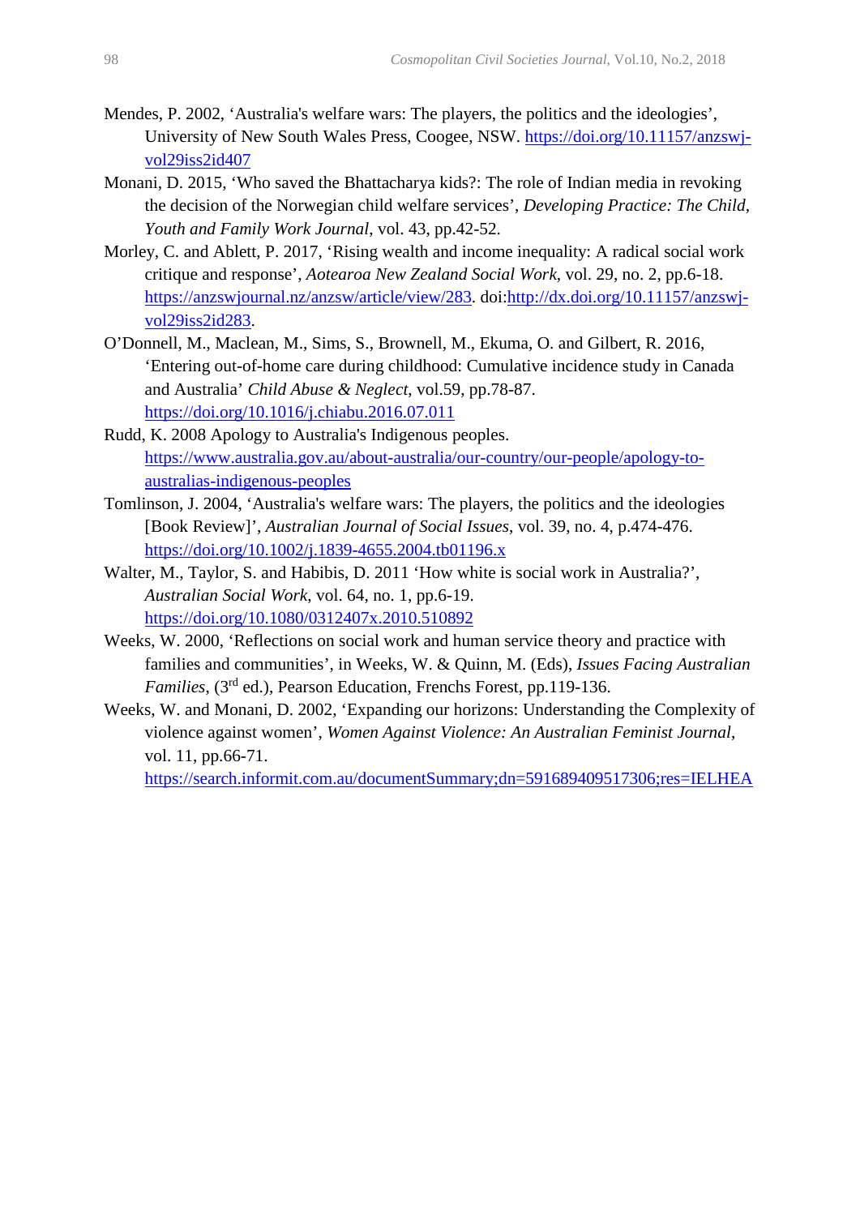Mendes, P. 2002, 'Australia's welfare wars: The players, the politics and the ideologies', University of New South Wales Press, Coogee, NSW. https://doi.org/10.11157/anzswj-vol29iss2id407

Monani, D. 2015, 'Who saved the Bhattacharya kids?: The role of Indian media in revoking the decision of the Norwegian child welfare services', *Developing Practice: The Child, Youth and Family Work Journal*, vol. 43, pp.42-52.

Morley, C. and Ablett, P. 2017, 'Rising wealth and income inequality: A radical social work critique and response', *Aotearoa New Zealand Social Work*, vol. 29, no. 2, pp.6-18. https://anzswjournal.nz/anzsw/article/view/283. doi:http://dx.doi.org/10.11157/anzswj-vol29iss2id283.

O'Donnell, M., Maclean, M., Sims, S., Brownell, M., Ekuma, O. and Gilbert, R. 2016, 'Entering out-of-home care during childhood: Cumulative incidence study in Canada and Australia' *Child Abuse & Neglect*, vol.59, pp.78-87. https://doi.org/10.1016/j.chiabu.2016.07.011

Rudd, K. 2008 Apology to Australia's Indigenous peoples. https://www.australia.gov.au/about-australia/our-country/our-people/apology-to-australias-indigenous-peoples

Tomlinson, J. 2004, 'Australia's welfare wars: The players, the politics and the ideologies [Book Review]', *Australian Journal of Social Issues*, vol. 39, no. 4, p.474-476. https://doi.org/10.1002/j.1839-4655.2004.tb01196.x

Walter, M., Taylor, S. and Habibis, D. 2011 'How white is social work in Australia?', *Australian Social Work*, vol. 64, no. 1, pp.6-19. https://doi.org/10.1080/0312407x.2010.510892

Weeks, W. 2000, 'Reflections on social work and human service theory and practice with families and communities', in Weeks, W. & Quinn, M. (Eds), *Issues Facing Australian Families*, (3rd ed.), Pearson Education, Frenchs Forest, pp.119-136.

Weeks, W. and Monani, D. 2002, 'Expanding our horizons: Understanding the Complexity of violence against women', *Women Against Violence: An Australian Feminist Journal*, vol. 11, pp.66-71. https://search.informit.com.au/documentSummary;dn=591689409517306;res=IELHEA